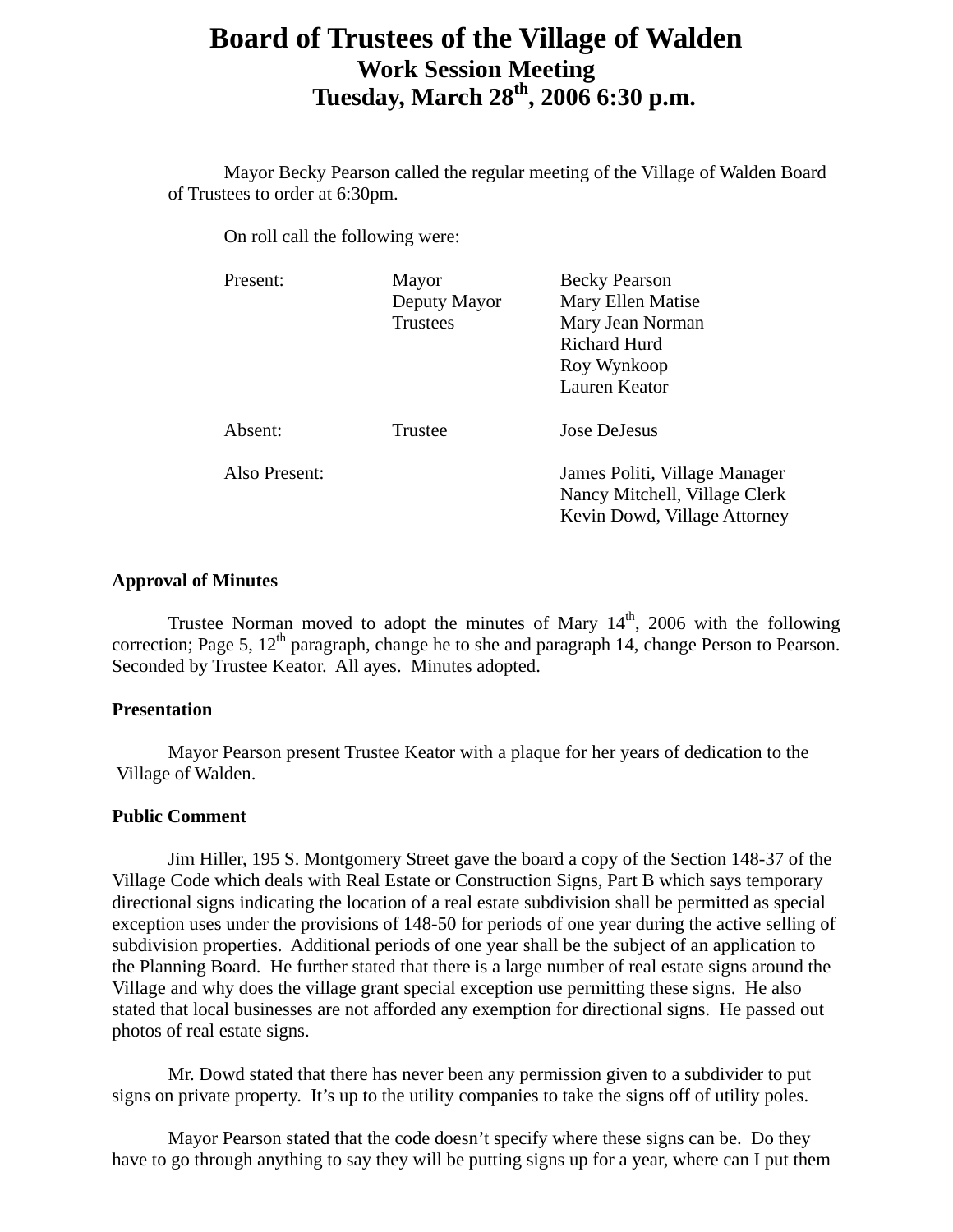# Board of Trustees of the Village of Walden

## Work Session Meeting

## Tuesday, March 28th, 2006 6:30 p.m.

Mayor Becky Pearson called the regular meeting of the Village of Walden Board of Trustees to order at 6:30pm.

On roll call the following were:

| | | |
|---|---|---|
| Present: | Mayor | Becky Pearson |
| | Deputy Mayor | Mary Ellen Matise |
| | Trustees | Mary Jean Norman |
| | | Richard Hurd |
| | | Roy Wynkoop |
| | | Lauren Keator |
| Absent: | Trustee | Jose DeJesus |
| Also Present: | | James Politi, Village Manager |
| | | Nancy Mitchell, Village Clerk |
| | | Kevin Dowd, Village Attorney |

**Approval of Minutes**

Trustee Norman moved to adopt the minutes of Mary 14th, 2006 with the following correction; Page 5, 12th paragraph, change he to she and paragraph 14, change Person to Pearson. Seconded by Trustee Keator. All ayes. Minutes adopted.

**Presentation**

Mayor Pearson present Trustee Keator with a plaque for her years of dedication to the Village of Walden.

**Public Comment**

Jim Hiller, 195 S. Montgomery Street gave the board a copy of the Section 148-37 of the Village Code which deals with Real Estate or Construction Signs, Part B which says temporary directional signs indicating the location of a real estate subdivision shall be permitted as special exception uses under the provisions of 148-50 for periods of one year during the active selling of subdivision properties. Additional periods of one year shall be the subject of an application to the Planning Board. He further stated that there is a large number of real estate signs around the Village and why does the village grant special exception use permitting these signs. He also stated that local businesses are not afforded any exemption for directional signs. He passed out photos of real estate signs.

Mr. Dowd stated that there has never been any permission given to a subdivider to put signs on private property. It's up to the utility companies to take the signs off of utility poles.

Mayor Pearson stated that the code doesn't specify where these signs can be. Do they have to go through anything to say they will be putting signs up for a year, where can I put them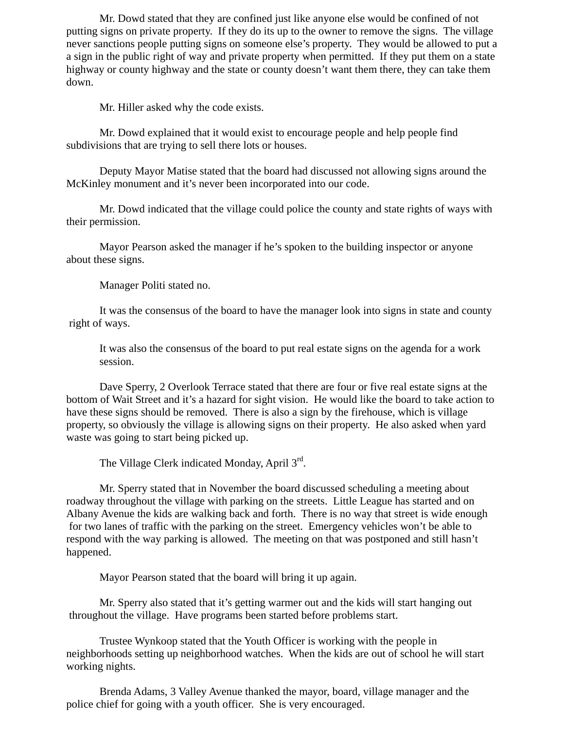Mr. Dowd stated that they are confined just like anyone else would be confined of not putting signs on private property. If they do its up to the owner to remove the signs. The village never sanctions people putting signs on someone else's property. They would be allowed to put a a sign in the public right of way and private property when permitted. If they put them on a state highway or county highway and the state or county doesn't want them there, they can take them down.

Mr. Hiller asked why the code exists.

Mr. Dowd explained that it would exist to encourage people and help people find subdivisions that are trying to sell there lots or houses.

Deputy Mayor Matise stated that the board had discussed not allowing signs around the McKinley monument and it's never been incorporated into our code.

Mr. Dowd indicated that the village could police the county and state rights of ways with their permission.

Mayor Pearson asked the manager if he's spoken to the building inspector or anyone about these signs.

Manager Politi stated no.

It was the consensus of the board to have the manager look into signs in state and county right of ways.

It was also the consensus of the board to put real estate signs on the agenda for a work session.

Dave Sperry, 2 Overlook Terrace stated that there are four or five real estate signs at the bottom of Wait Street and it's a hazard for sight vision. He would like the board to take action to have these signs should be removed. There is also a sign by the firehouse, which is village property, so obviously the village is allowing signs on their property. He also asked when yard waste was going to start being picked up.

The Village Clerk indicated Monday, April 3rd.

Mr. Sperry stated that in November the board discussed scheduling a meeting about roadway throughout the village with parking on the streets. Little League has started and on Albany Avenue the kids are walking back and forth. There is no way that street is wide enough for two lanes of traffic with the parking on the street. Emergency vehicles won't be able to respond with the way parking is allowed. The meeting on that was postponed and still hasn't happened.

Mayor Pearson stated that the board will bring it up again.

Mr. Sperry also stated that it's getting warmer out and the kids will start hanging out throughout the village. Have programs been started before problems start.

Trustee Wynkoop stated that the Youth Officer is working with the people in neighborhoods setting up neighborhood watches. When the kids are out of school he will start working nights.

Brenda Adams, 3 Valley Avenue thanked the mayor, board, village manager and the police chief for going with a youth officer. She is very encouraged.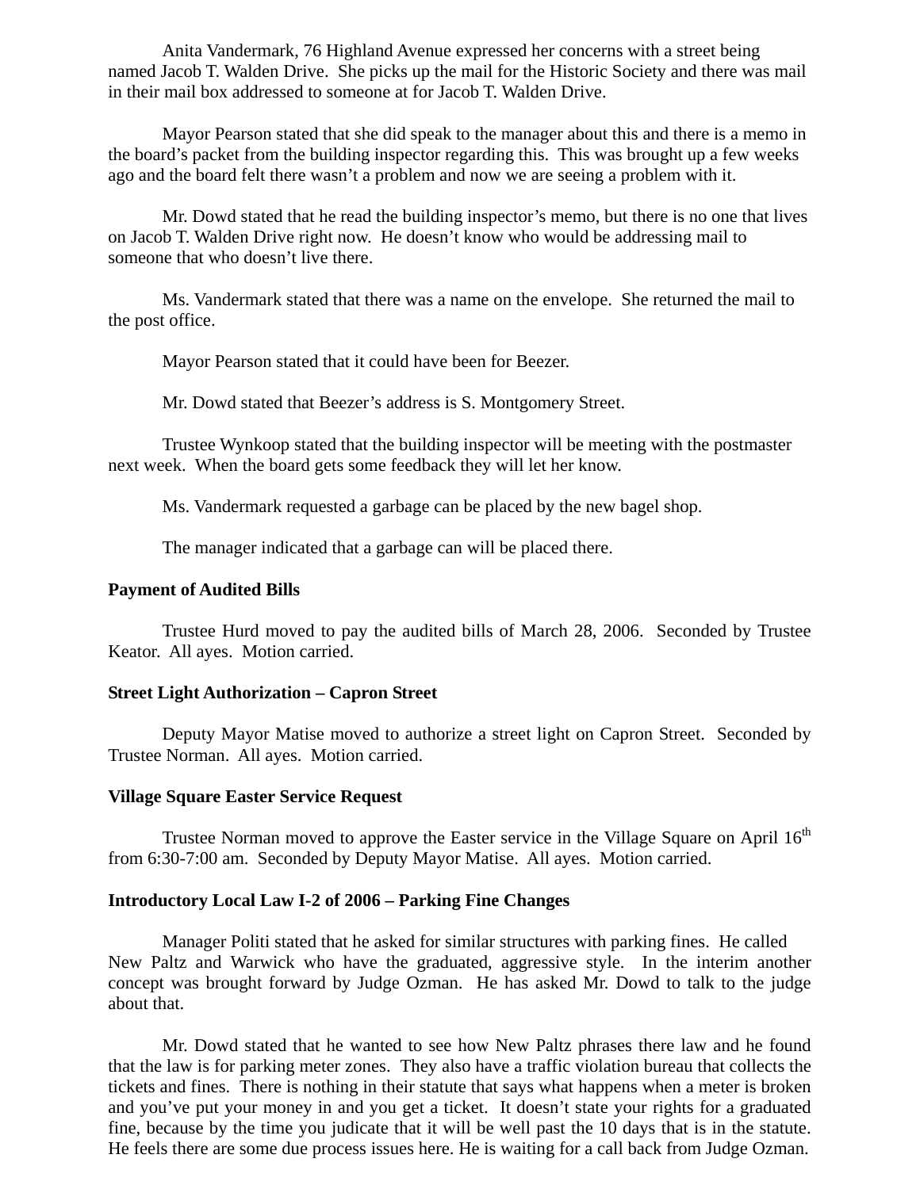Anita Vandermark, 76 Highland Avenue expressed her concerns with a street being named Jacob T. Walden Drive. She picks up the mail for the Historic Society and there was mail in their mail box addressed to someone at for Jacob T. Walden Drive.

Mayor Pearson stated that she did speak to the manager about this and there is a memo in the board's packet from the building inspector regarding this. This was brought up a few weeks ago and the board felt there wasn't a problem and now we are seeing a problem with it.

Mr. Dowd stated that he read the building inspector's memo, but there is no one that lives on Jacob T. Walden Drive right now. He doesn't know who would be addressing mail to someone that who doesn't live there.

Ms. Vandermark stated that there was a name on the envelope. She returned the mail to the post office.

Mayor Pearson stated that it could have been for Beezer.

Mr. Dowd stated that Beezer's address is S. Montgomery Street.

Trustee Wynkoop stated that the building inspector will be meeting with the postmaster next week. When the board gets some feedback they will let her know.

Ms. Vandermark requested a garbage can be placed by the new bagel shop.

The manager indicated that a garbage can will be placed there.

**Payment of Audited Bills**

Trustee Hurd moved to pay the audited bills of March 28, 2006. Seconded by Trustee Keator. All ayes. Motion carried.

**Street Light Authorization – Capron Street**

Deputy Mayor Matise moved to authorize a street light on Capron Street. Seconded by Trustee Norman. All ayes. Motion carried.

**Village Square Easter Service Request**

Trustee Norman moved to approve the Easter service in the Village Square on April 16th from 6:30-7:00 am. Seconded by Deputy Mayor Matise. All ayes. Motion carried.

**Introductory Local Law I-2 of 2006 – Parking Fine Changes**

Manager Politi stated that he asked for similar structures with parking fines. He called New Paltz and Warwick who have the graduated, aggressive style. In the interim another concept was brought forward by Judge Ozman. He has asked Mr. Dowd to talk to the judge about that.

Mr. Dowd stated that he wanted to see how New Paltz phrases there law and he found that the law is for parking meter zones. They also have a traffic violation bureau that collects the tickets and fines. There is nothing in their statute that says what happens when a meter is broken and you've put your money in and you get a ticket. It doesn't state your rights for a graduated fine, because by the time you judicate that it will be well past the 10 days that is in the statute. He feels there are some due process issues here. He is waiting for a call back from Judge Ozman.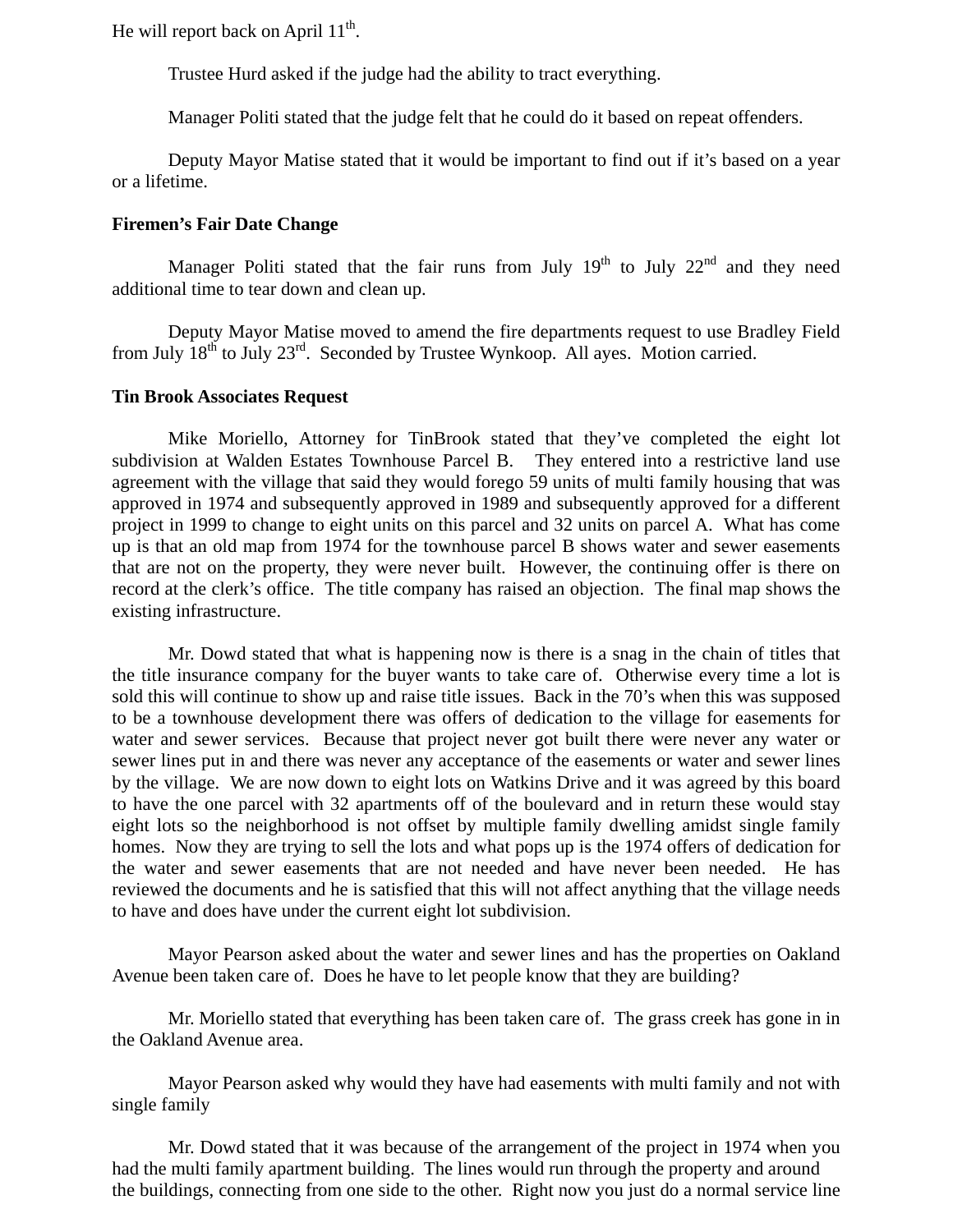He will report back on April 11th.

Trustee Hurd asked if the judge had the ability to tract everything.

Manager Politi stated that the judge felt that he could do it based on repeat offenders.

Deputy Mayor Matise stated that it would be important to find out if it's based on a year or a lifetime.

**Firemen's Fair Date Change**

Manager Politi stated that the fair runs from July 19th to July 22nd and they need additional time to tear down and clean up.

Deputy Mayor Matise moved to amend the fire departments request to use Bradley Field from July 18th to July 23rd. Seconded by Trustee Wynkoop. All ayes. Motion carried.

**Tin Brook Associates Request**

Mike Moriello, Attorney for TinBrook stated that they've completed the eight lot subdivision at Walden Estates Townhouse Parcel B. They entered into a restrictive land use agreement with the village that said they would forego 59 units of multi family housing that was approved in 1974 and subsequently approved in 1989 and subsequently approved for a different project in 1999 to change to eight units on this parcel and 32 units on parcel A. What has come up is that an old map from 1974 for the townhouse parcel B shows water and sewer easements that are not on the property, they were never built. However, the continuing offer is there on record at the clerk's office. The title company has raised an objection. The final map shows the existing infrastructure.

Mr. Dowd stated that what is happening now is there is a snag in the chain of titles that the title insurance company for the buyer wants to take care of. Otherwise every time a lot is sold this will continue to show up and raise title issues. Back in the 70's when this was supposed to be a townhouse development there was offers of dedication to the village for easements for water and sewer services. Because that project never got built there were never any water or sewer lines put in and there was never any acceptance of the easements or water and sewer lines by the village. We are now down to eight lots on Watkins Drive and it was agreed by this board to have the one parcel with 32 apartments off of the boulevard and in return these would stay eight lots so the neighborhood is not offset by multiple family dwelling amidst single family homes. Now they are trying to sell the lots and what pops up is the 1974 offers of dedication for the water and sewer easements that are not needed and have never been needed. He has reviewed the documents and he is satisfied that this will not affect anything that the village needs to have and does have under the current eight lot subdivision.

Mayor Pearson asked about the water and sewer lines and has the properties on Oakland Avenue been taken care of. Does he have to let people know that they are building?

Mr. Moriello stated that everything has been taken care of. The grass creek has gone in in the Oakland Avenue area.

Mayor Pearson asked why would they have had easements with multi family and not with single family

Mr. Dowd stated that it was because of the arrangement of the project in 1974 when you had the multi family apartment building. The lines would run through the property and around the buildings, connecting from one side to the other. Right now you just do a normal service line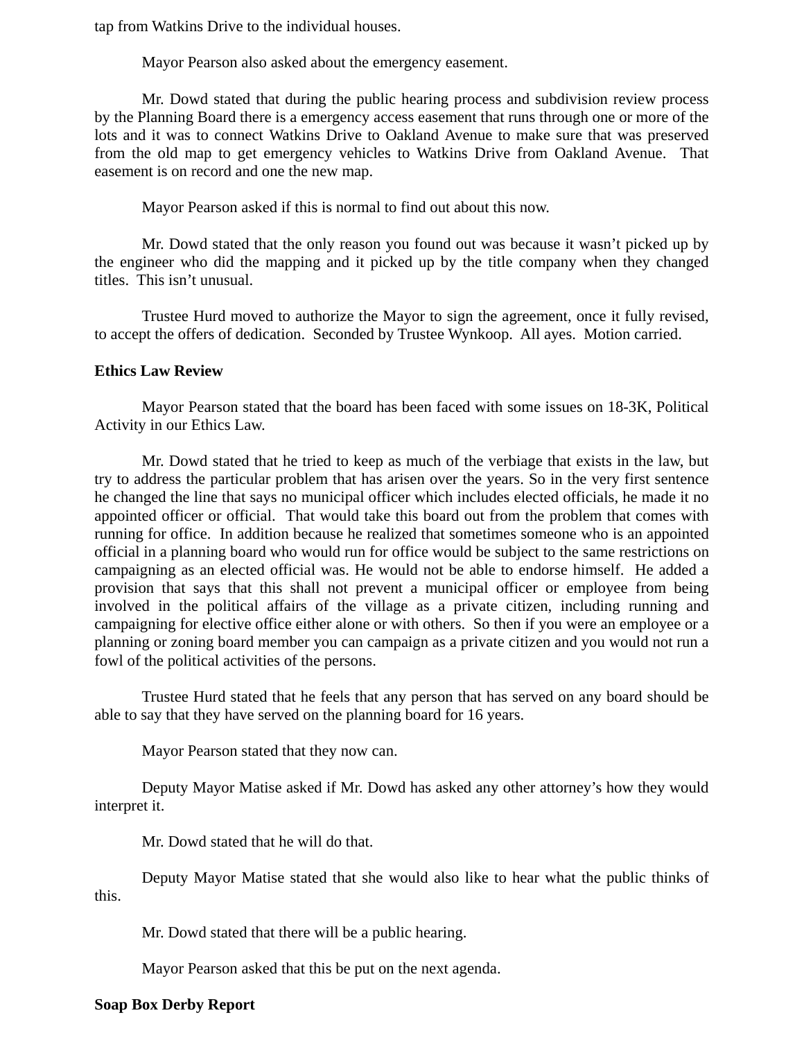tap from Watkins Drive to the individual houses.

Mayor Pearson also asked about the emergency easement.

Mr. Dowd stated that during the public hearing process and subdivision review process by the Planning Board there is a emergency access easement that runs through one or more of the lots and it was to connect Watkins Drive to Oakland Avenue to make sure that was preserved from the old map to get emergency vehicles to Watkins Drive from Oakland Avenue. That easement is on record and one the new map.

Mayor Pearson asked if this is normal to find out about this now.

Mr. Dowd stated that the only reason you found out was because it wasn't picked up by the engineer who did the mapping and it picked up by the title company when they changed titles. This isn't unusual.

Trustee Hurd moved to authorize the Mayor to sign the agreement, once it fully revised, to accept the offers of dedication. Seconded by Trustee Wynkoop. All ayes. Motion carried.

**Ethics Law Review**

Mayor Pearson stated that the board has been faced with some issues on 18-3K, Political Activity in our Ethics Law.

Mr. Dowd stated that he tried to keep as much of the verbiage that exists in the law, but try to address the particular problem that has arisen over the years. So in the very first sentence he changed the line that says no municipal officer which includes elected officials, he made it no appointed officer or official. That would take this board out from the problem that comes with running for office. In addition because he realized that sometimes someone who is an appointed official in a planning board who would run for office would be subject to the same restrictions on campaigning as an elected official was. He would not be able to endorse himself. He added a provision that says that this shall not prevent a municipal officer or employee from being involved in the political affairs of the village as a private citizen, including running and campaigning for elective office either alone or with others. So then if you were an employee or a planning or zoning board member you can campaign as a private citizen and you would not run a fowl of the political activities of the persons.

Trustee Hurd stated that he feels that any person that has served on any board should be able to say that they have served on the planning board for 16 years.

Mayor Pearson stated that they now can.

Deputy Mayor Matise asked if Mr. Dowd has asked any other attorney's how they would interpret it.

Mr. Dowd stated that he will do that.

Deputy Mayor Matise stated that she would also like to hear what the public thinks of this.

Mr. Dowd stated that there will be a public hearing.

Mayor Pearson asked that this be put on the next agenda.

**Soap Box Derby Report**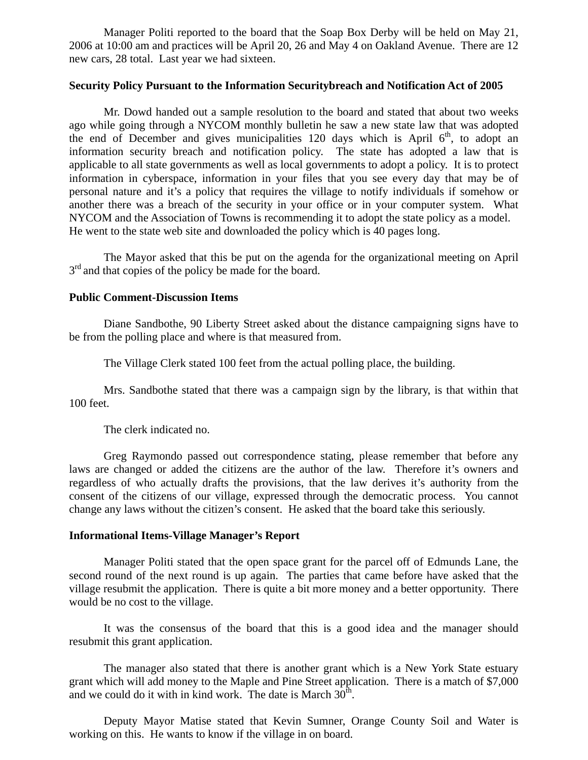Manager Politi reported to the board that the Soap Box Derby will be held on May 21, 2006 at 10:00 am and practices will be April 20, 26 and May 4 on Oakland Avenue. There are 12 new cars, 28 total. Last year we had sixteen.

**Security Policy Pursuant to the Information Securitybreach and Notification Act of 2005**

Mr. Dowd handed out a sample resolution to the board and stated that about two weeks ago while going through a NYCOM monthly bulletin he saw a new state law that was adopted the end of December and gives municipalities 120 days which is April 6th, to adopt an information security breach and notification policy. The state has adopted a law that is applicable to all state governments as well as local governments to adopt a policy. It is to protect information in cyberspace, information in your files that you see every day that may be of personal nature and it's a policy that requires the village to notify individuals if somehow or another there was a breach of the security in your office or in your computer system. What NYCOM and the Association of Towns is recommending it to adopt the state policy as a model. He went to the state web site and downloaded the policy which is 40 pages long.

The Mayor asked that this be put on the agenda for the organizational meeting on April 3rd and that copies of the policy be made for the board.

**Public Comment-Discussion Items**

Diane Sandbothe, 90 Liberty Street asked about the distance campaigning signs have to be from the polling place and where is that measured from.

The Village Clerk stated 100 feet from the actual polling place, the building.

Mrs. Sandbothe stated that there was a campaign sign by the library, is that within that 100 feet.

The clerk indicated no.

Greg Raymondo passed out correspondence stating, please remember that before any laws are changed or added the citizens are the author of the law. Therefore it's owners and regardless of who actually drafts the provisions, that the law derives it's authority from the consent of the citizens of our village, expressed through the democratic process. You cannot change any laws without the citizen's consent. He asked that the board take this seriously.

**Informational Items-Village Manager's Report**

Manager Politi stated that the open space grant for the parcel off of Edmunds Lane, the second round of the next round is up again. The parties that came before have asked that the village resubmit the application. There is quite a bit more money and a better opportunity. There would be no cost to the village.

It was the consensus of the board that this is a good idea and the manager should resubmit this grant application.

The manager also stated that there is another grant which is a New York State estuary grant which will add money to the Maple and Pine Street application. There is a match of $7,000 and we could do it with in kind work. The date is March 30th.

Deputy Mayor Matise stated that Kevin Sumner, Orange County Soil and Water is working on this. He wants to know if the village in on board.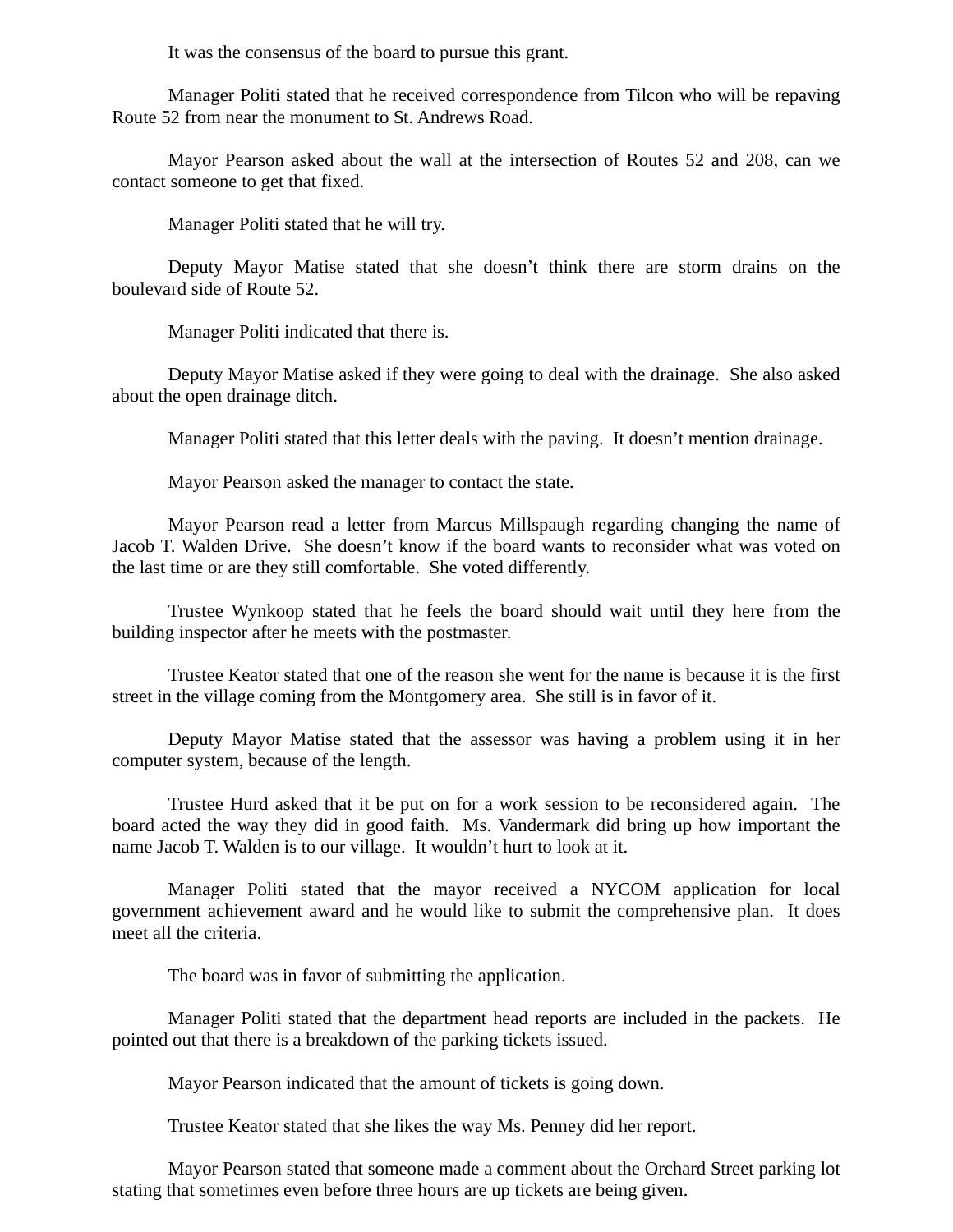It was the consensus of the board to pursue this grant.

Manager Politi stated that he received correspondence from Tilcon who will be repaving Route 52 from near the monument to St. Andrews Road.

Mayor Pearson asked about the wall at the intersection of Routes 52 and 208, can we contact someone to get that fixed.

Manager Politi stated that he will try.

Deputy Mayor Matise stated that she doesn't think there are storm drains on the boulevard side of Route 52.

Manager Politi indicated that there is.

Deputy Mayor Matise asked if they were going to deal with the drainage. She also asked about the open drainage ditch.

Manager Politi stated that this letter deals with the paving. It doesn't mention drainage.

Mayor Pearson asked the manager to contact the state.

Mayor Pearson read a letter from Marcus Millspaugh regarding changing the name of Jacob T. Walden Drive. She doesn't know if the board wants to reconsider what was voted on the last time or are they still comfortable. She voted differently.

Trustee Wynkoop stated that he feels the board should wait until they here from the building inspector after he meets with the postmaster.

Trustee Keator stated that one of the reason she went for the name is because it is the first street in the village coming from the Montgomery area. She still is in favor of it.

Deputy Mayor Matise stated that the assessor was having a problem using it in her computer system, because of the length.

Trustee Hurd asked that it be put on for a work session to be reconsidered again. The board acted the way they did in good faith. Ms. Vandermark did bring up how important the name Jacob T. Walden is to our village. It wouldn't hurt to look at it.

Manager Politi stated that the mayor received a NYCOM application for local government achievement award and he would like to submit the comprehensive plan. It does meet all the criteria.

The board was in favor of submitting the application.

Manager Politi stated that the department head reports are included in the packets. He pointed out that there is a breakdown of the parking tickets issued.

Mayor Pearson indicated that the amount of tickets is going down.

Trustee Keator stated that she likes the way Ms. Penney did her report.

Mayor Pearson stated that someone made a comment about the Orchard Street parking lot stating that sometimes even before three hours are up tickets are being given.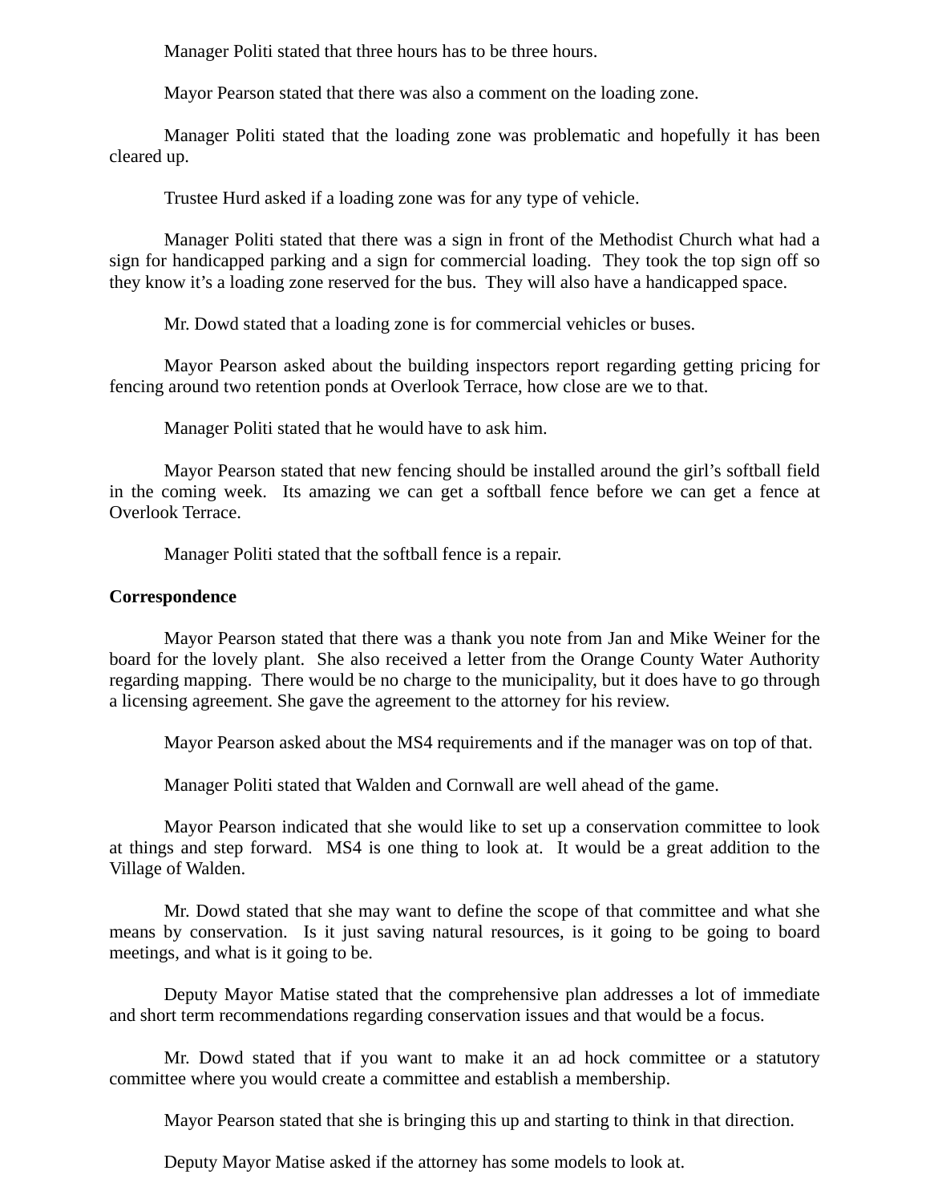Manager Politi stated that three hours has to be three hours.

Mayor Pearson stated that there was also a comment on the loading zone.

Manager Politi stated that the loading zone was problematic and hopefully it has been cleared up.

Trustee Hurd asked if a loading zone was for any type of vehicle.

Manager Politi stated that there was a sign in front of the Methodist Church what had a sign for handicapped parking and a sign for commercial loading. They took the top sign off so they know it's a loading zone reserved for the bus. They will also have a handicapped space.

Mr. Dowd stated that a loading zone is for commercial vehicles or buses.

Mayor Pearson asked about the building inspectors report regarding getting pricing for fencing around two retention ponds at Overlook Terrace, how close are we to that.

Manager Politi stated that he would have to ask him.

Mayor Pearson stated that new fencing should be installed around the girl's softball field in the coming week. Its amazing we can get a softball fence before we can get a fence at Overlook Terrace.

Manager Politi stated that the softball fence is a repair.

**Correspondence**

Mayor Pearson stated that there was a thank you note from Jan and Mike Weiner for the board for the lovely plant. She also received a letter from the Orange County Water Authority regarding mapping. There would be no charge to the municipality, but it does have to go through a licensing agreement. She gave the agreement to the attorney for his review.

Mayor Pearson asked about the MS4 requirements and if the manager was on top of that.

Manager Politi stated that Walden and Cornwall are well ahead of the game.

Mayor Pearson indicated that she would like to set up a conservation committee to look at things and step forward. MS4 is one thing to look at. It would be a great addition to the Village of Walden.

Mr. Dowd stated that she may want to define the scope of that committee and what she means by conservation. Is it just saving natural resources, is it going to be going to board meetings, and what is it going to be.

Deputy Mayor Matise stated that the comprehensive plan addresses a lot of immediate and short term recommendations regarding conservation issues and that would be a focus.

Mr. Dowd stated that if you want to make it an ad hock committee or a statutory committee where you would create a committee and establish a membership.

Mayor Pearson stated that she is bringing this up and starting to think in that direction.

Deputy Mayor Matise asked if the attorney has some models to look at.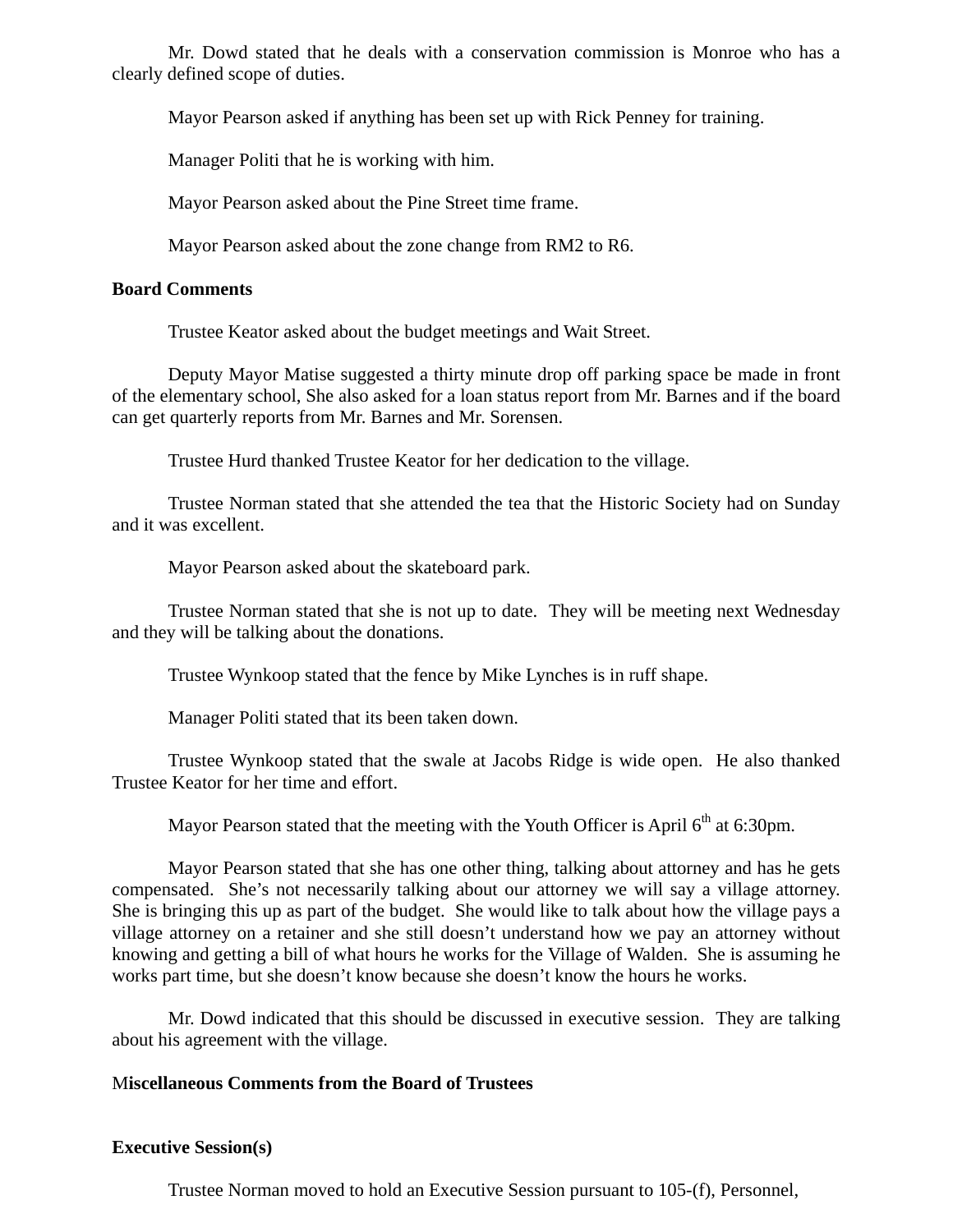Mr. Dowd stated that he deals with a conservation commission is Monroe who has a clearly defined scope of duties.

Mayor Pearson asked if anything has been set up with Rick Penney for training.

Manager Politi that he is working with him.

Mayor Pearson asked about the Pine Street time frame.

Mayor Pearson asked about the zone change from RM2 to R6.

**Board Comments**

Trustee Keator asked about the budget meetings and Wait Street.

Deputy Mayor Matise suggested a thirty minute drop off parking space be made in front of the elementary school, She also asked for a loan status report from Mr. Barnes and if the board can get quarterly reports from Mr. Barnes and Mr. Sorensen.

Trustee Hurd thanked Trustee Keator for her dedication to the village.

Trustee Norman stated that she attended the tea that the Historic Society had on Sunday and it was excellent.

Mayor Pearson asked about the skateboard park.

Trustee Norman stated that she is not up to date. They will be meeting next Wednesday and they will be talking about the donations.

Trustee Wynkoop stated that the fence by Mike Lynches is in ruff shape.

Manager Politi stated that its been taken down.

Trustee Wynkoop stated that the swale at Jacobs Ridge is wide open. He also thanked Trustee Keator for her time and effort.

Mayor Pearson stated that the meeting with the Youth Officer is April 6th at 6:30pm.

Mayor Pearson stated that she has one other thing, talking about attorney and has he gets compensated. She's not necessarily talking about our attorney we will say a village attorney. She is bringing this up as part of the budget. She would like to talk about how the village pays a village attorney on a retainer and she still doesn't understand how we pay an attorney without knowing and getting a bill of what hours he works for the Village of Walden. She is assuming he works part time, but she doesn't know because she doesn't know the hours he works.

Mr. Dowd indicated that this should be discussed in executive session. They are talking about his agreement with the village.

**Miscellaneous Comments from the Board of Trustees**

**Executive Session(s)**

Trustee Norman moved to hold an Executive Session pursuant to 105-(f), Personnel,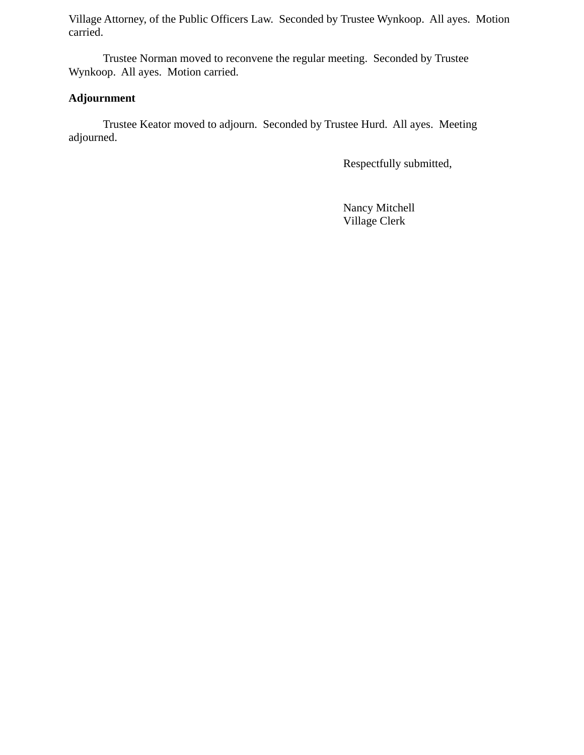Village Attorney, of the Public Officers Law. Seconded by Trustee Wynkoop. All ayes. Motion carried.

Trustee Norman moved to reconvene the regular meeting. Seconded by Trustee Wynkoop. All ayes. Motion carried.

**Adjournment**

Trustee Keator moved to adjourn. Seconded by Trustee Hurd. All ayes. Meeting adjourned.

Respectfully submitted,

Nancy Mitchell
Village Clerk